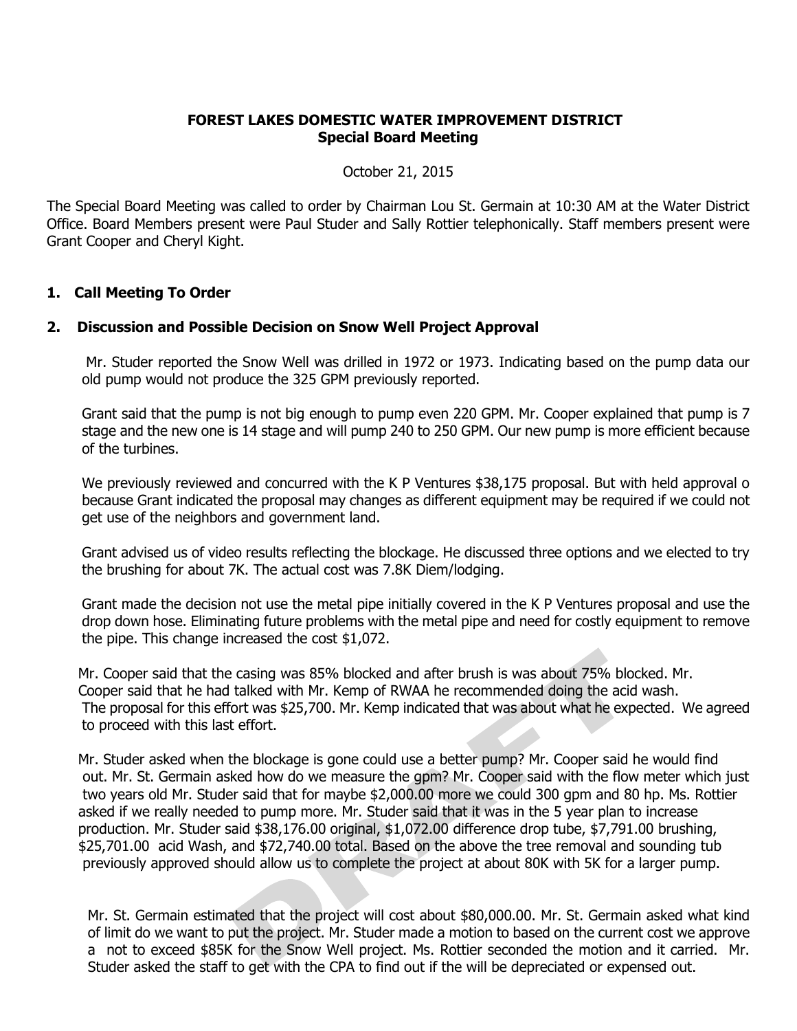**FOREST LAKES DOMESTIC WATER IMPROVEMENT DISTRICT**
**Special Board Meeting**

October 21, 2015

The Special Board Meeting was called to order by Chairman Lou St. Germain at 10:30 AM at the Water District Office. Board Members present were Paul Studer and Sally Rottier telephonically. Staff members present were Grant Cooper and Cheryl Kight.

## 1. Call Meeting To Order

## 2. Discussion and Possible Decision on Snow Well Project Approval

Mr. Studer reported the Snow Well was drilled in 1972 or 1973. Indicating based on the pump data our old pump would not produce the 325 GPM previously reported.

Grant said that the pump is not big enough to pump even 220 GPM. Mr. Cooper explained that pump is 7 stage and the new one is 14 stage and will pump 240 to 250 GPM. Our new pump is more efficient because of the turbines.

We previously reviewed and concurred with the K P Ventures $38,175 proposal. But with held approval o because Grant indicated the proposal may changes as different equipment may be required if we could not get use of the neighbors and government land.

Grant advised us of video results reflecting the blockage. He discussed three options and we elected to try the brushing for about 7K. The actual cost was 7.8K Diem/lodging.

Grant made the decision not use the metal pipe initially covered in the K P Ventures proposal and use the drop down hose. Eliminating future problems with the metal pipe and need for costly equipment to remove the pipe. This change increased the cost $1,072.

Mr. Cooper said that the casing was 85% blocked and after brush is was about 75% blocked. Mr. Cooper said that he had talked with Mr. Kemp of RWAA he recommended doing the acid wash. The proposal for this effort was $25,700. Mr. Kemp indicated that was about what he expected. We agreed to proceed with this last effort.

Mr. Studer asked when the blockage is gone could use a better pump? Mr. Cooper said he would find out. Mr. St. Germain asked how do we measure the gpm? Mr. Cooper said with the flow meter which just two years old Mr. Studer said that for maybe $2,000.00 more we could 300 gpm and 80 hp. Ms. Rottier asked if we really needed to pump more. Mr. Studer said that it was in the 5 year plan to increase production. Mr. Studer said $38,176.00 original, $1,072.00 difference drop tube, $7,791.00 brushing, $25,701.00 acid Wash, and $72,740.00 total. Based on the above the tree removal and sounding tub previously approved should allow us to complete the project at about 80K with 5K for a larger pump.

Mr. St. Germain estimated that the project will cost about $80,000.00. Mr. St. Germain asked what kind of limit do we want to put the project. Mr. Studer made a motion to based on the current cost we approve a not to exceed $85K for the Snow Well project. Ms. Rottier seconded the motion and it carried. Mr. Studer asked the staff to get with the CPA to find out if the will be depreciated or expensed out.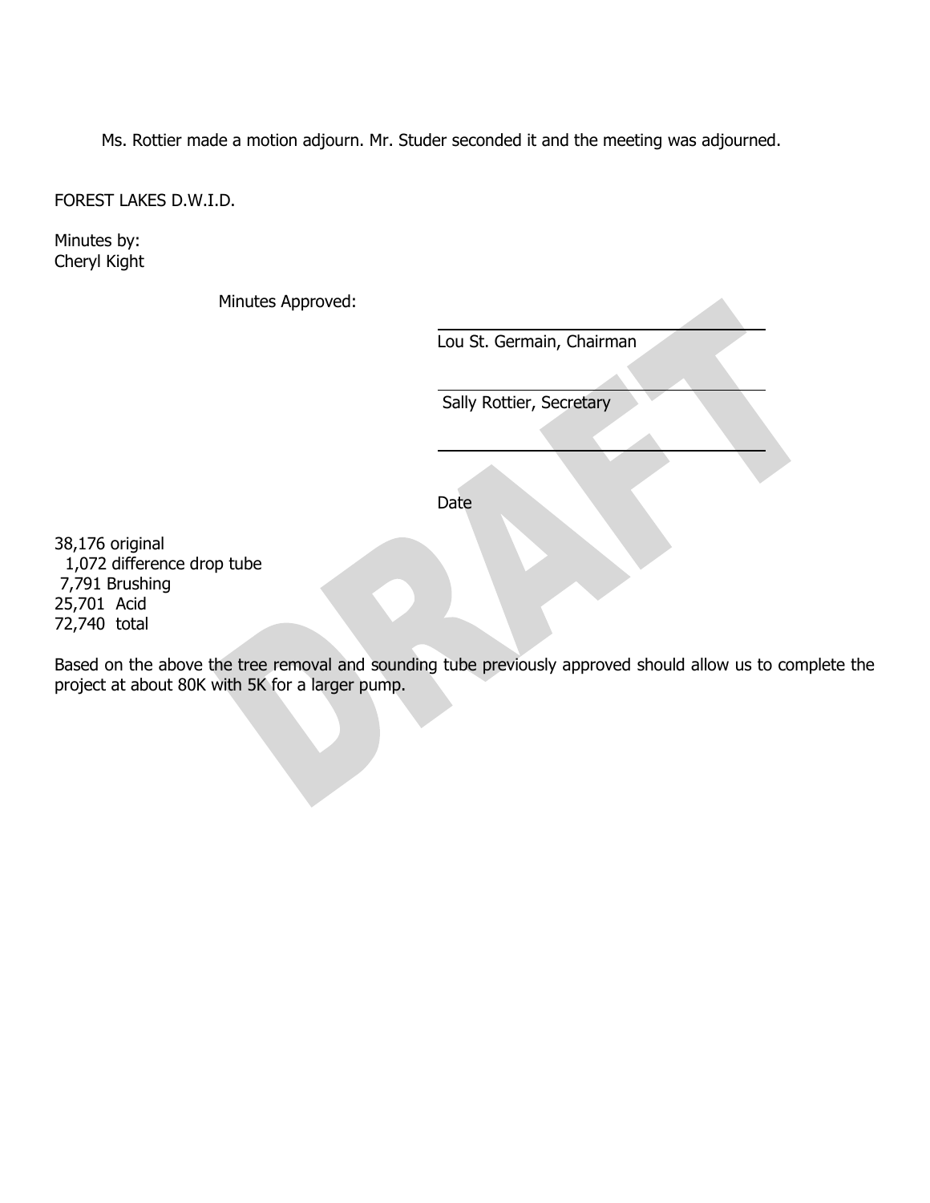Ms. Rottier made a motion adjourn. Mr. Studer seconded it and the meeting was adjourned.

FOREST LAKES D.W.I.D.

Minutes by:
Cheryl Kight

Minutes Approved:

Lou St. Germain, Chairman

Sally Rottier, Secretary

Date

38,176 original
1,072 difference drop tube
7,791 Brushing
25,701 Acid
72,740 total

Based on the above the tree removal and sounding tube previously approved should allow us to complete the project at about 80K with 5K for a larger pump.